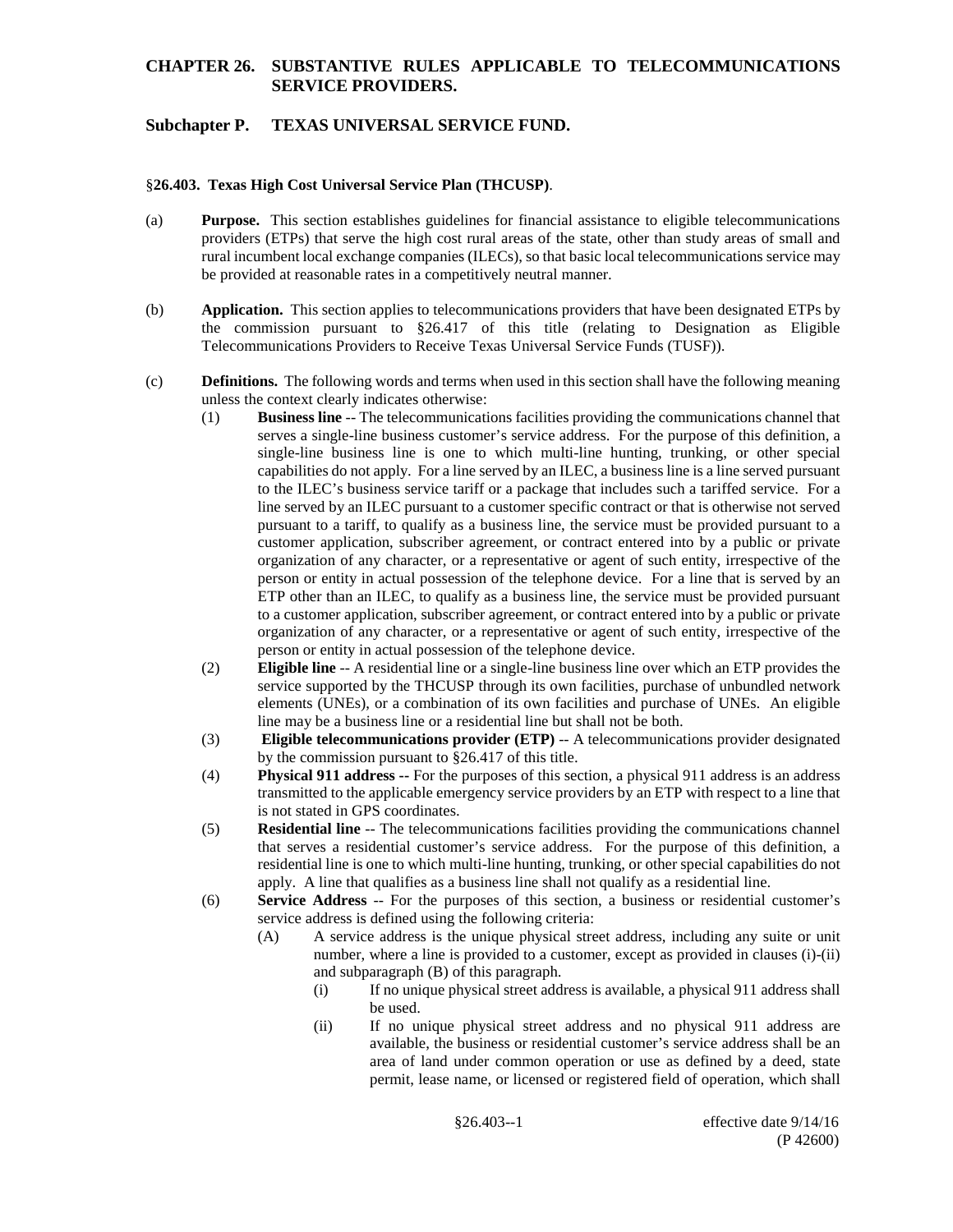## CHAPTER 26. SUBSTANTIVE RULES APPLICABLE TO TELECOMMUNICATIONS SERVICE PROVIDERS.

## Subchapter P. TEXAS UNIVERSAL SERVICE FUND.

### §26.403. Texas High Cost Universal Service Plan (THCUSP).

(a) **Purpose.** This section establishes guidelines for financial assistance to eligible telecommunications providers (ETPs) that serve the high cost rural areas of the state, other than study areas of small and rural incumbent local exchange companies (ILECs), so that basic local telecommunications service may be provided at reasonable rates in a competitively neutral manner.

(b) **Application.** This section applies to telecommunications providers that have been designated ETPs by the commission pursuant to §26.417 of this title (relating to Designation as Eligible Telecommunications Providers to Receive Texas Universal Service Funds (TUSF)).

(c) **Definitions.** The following words and terms when used in this section shall have the following meaning unless the context clearly indicates otherwise:

(1) **Business line** -- The telecommunications facilities providing the communications channel that serves a single-line business customer's service address. For the purpose of this definition, a single-line business line is one to which multi-line hunting, trunking, or other special capabilities do not apply. For a line served by an ILEC, a business line is a line served pursuant to the ILEC's business service tariff or a package that includes such a tariffed service. For a line served by an ILEC pursuant to a customer specific contract or that is otherwise not served pursuant to a tariff, to qualify as a business line, the service must be provided pursuant to a customer application, subscriber agreement, or contract entered into by a public or private organization of any character, or a representative or agent of such entity, irrespective of the person or entity in actual possession of the telephone device. For a line that is served by an ETP other than an ILEC, to qualify as a business line, the service must be provided pursuant to a customer application, subscriber agreement, or contract entered into by a public or private organization of any character, or a representative or agent of such entity, irrespective of the person or entity in actual possession of the telephone device.

(2) **Eligible line** -- A residential line or a single-line business line over which an ETP provides the service supported by the THCUSP through its own facilities, purchase of unbundled network elements (UNEs), or a combination of its own facilities and purchase of UNEs. An eligible line may be a business line or a residential line but shall not be both.

(3) **Eligible telecommunications provider (ETP)** -- A telecommunications provider designated by the commission pursuant to §26.417 of this title.

(4) **Physical 911 address --** For the purposes of this section, a physical 911 address is an address transmitted to the applicable emergency service providers by an ETP with respect to a line that is not stated in GPS coordinates.

(5) **Residential line** -- The telecommunications facilities providing the communications channel that serves a residential customer's service address. For the purpose of this definition, a residential line is one to which multi-line hunting, trunking, or other special capabilities do not apply. A line that qualifies as a business line shall not qualify as a residential line.

(6) **Service Address** -- For the purposes of this section, a business or residential customer's service address is defined using the following criteria:

(A) A service address is the unique physical street address, including any suite or unit number, where a line is provided to a customer, except as provided in clauses (i)-(ii) and subparagraph (B) of this paragraph.

(i) If no unique physical street address is available, a physical 911 address shall be used.

(ii) If no unique physical street address and no physical 911 address are available, the business or residential customer's service address shall be an area of land under common operation or use as defined by a deed, state permit, lease name, or licensed or registered field of operation, which shall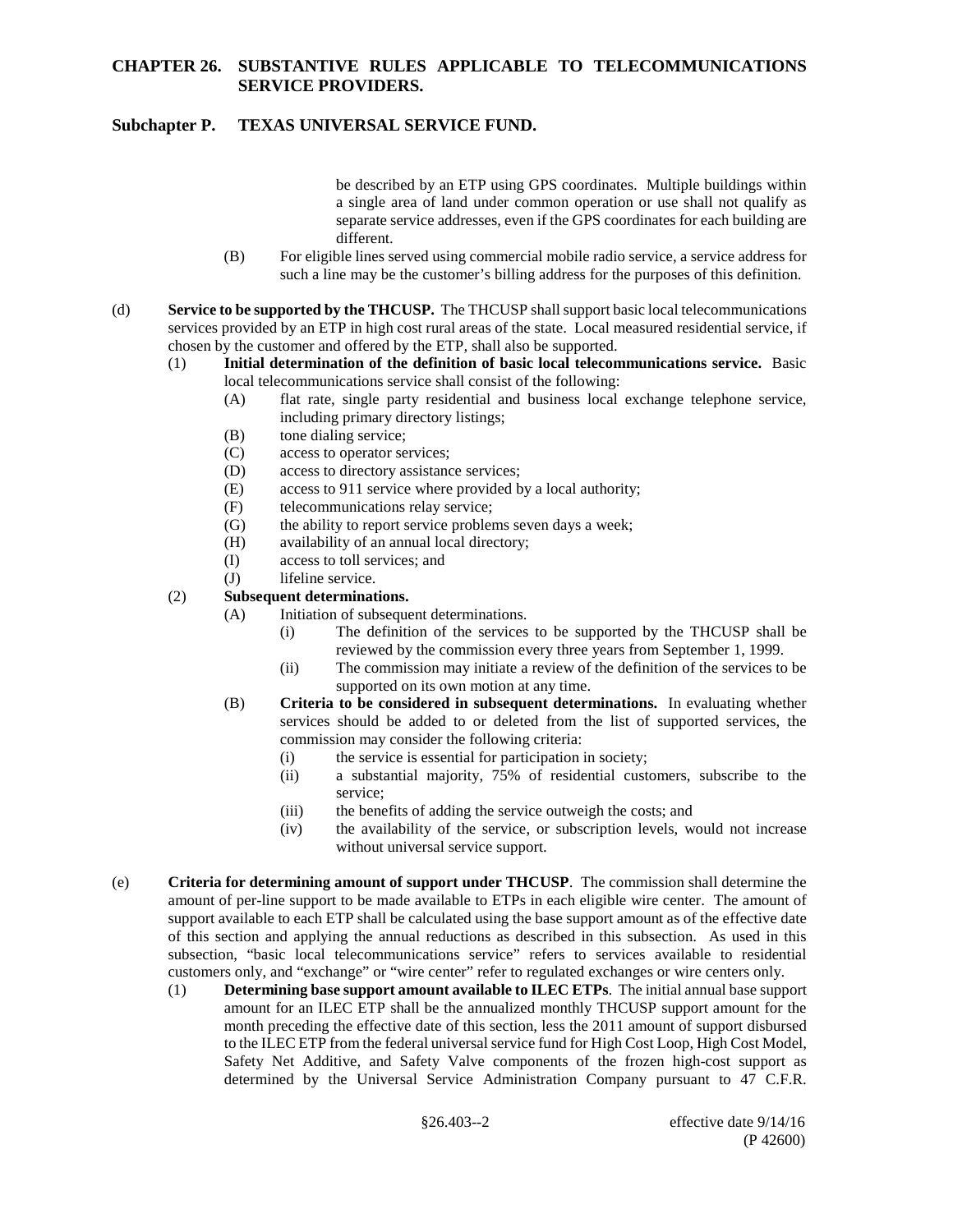be described by an ETP using GPS coordinates. Multiple buildings within a single area of land under common operation or use shall not qualify as separate service addresses, even if the GPS coordinates for each building are different.

(B) For eligible lines served using commercial mobile radio service, a service address for such a line may be the customer's billing address for the purposes of this definition.

(d) **Service to be supported by the THCUSP.** The THCUSP shall support basic local telecommunications services provided by an ETP in high cost rural areas of the state. Local measured residential service, if chosen by the customer and offered by the ETP, shall also be supported.

(1) **Initial determination of the definition of basic local telecommunications service.** Basic local telecommunications service shall consist of the following:

(A) flat rate, single party residential and business local exchange telephone service, including primary directory listings;

(B) tone dialing service;

(C) access to operator services;

(D) access to directory assistance services;

(E) access to 911 service where provided by a local authority;

(F) telecommunications relay service;

(G) the ability to report service problems seven days a week;

(H) availability of an annual local directory;

(I) access to toll services; and

(J) lifeline service.

(2) **Subsequent determinations.**

(A) Initiation of subsequent determinations.

(i) The definition of the services to be supported by the THCUSP shall be reviewed by the commission every three years from September 1, 1999.

(ii) The commission may initiate a review of the definition of the services to be supported on its own motion at any time.

(B) **Criteria to be considered in subsequent determinations.** In evaluating whether services should be added to or deleted from the list of supported services, the commission may consider the following criteria:

(i) the service is essential for participation in society;

(ii) a substantial majority, 75% of residential customers, subscribe to the service;

(iii) the benefits of adding the service outweigh the costs; and

(iv) the availability of the service, or subscription levels, would not increase without universal service support.

(e) **Criteria for determining amount of support under THCUSP**. The commission shall determine the amount of per-line support to be made available to ETPs in each eligible wire center. The amount of support available to each ETP shall be calculated using the base support amount as of the effective date of this section and applying the annual reductions as described in this subsection. As used in this subsection, "basic local telecommunications service" refers to services available to residential customers only, and "exchange" or "wire center" refer to regulated exchanges or wire centers only.

(1) **Determining base support amount available to ILEC ETPs**. The initial annual base support amount for an ILEC ETP shall be the annualized monthly THCUSP support amount for the month preceding the effective date of this section, less the 2011 amount of support disbursed to the ILEC ETP from the federal universal service fund for High Cost Loop, High Cost Model, Safety Net Additive, and Safety Valve components of the frozen high-cost support as determined by the Universal Service Administration Company pursuant to 47 C.F.R.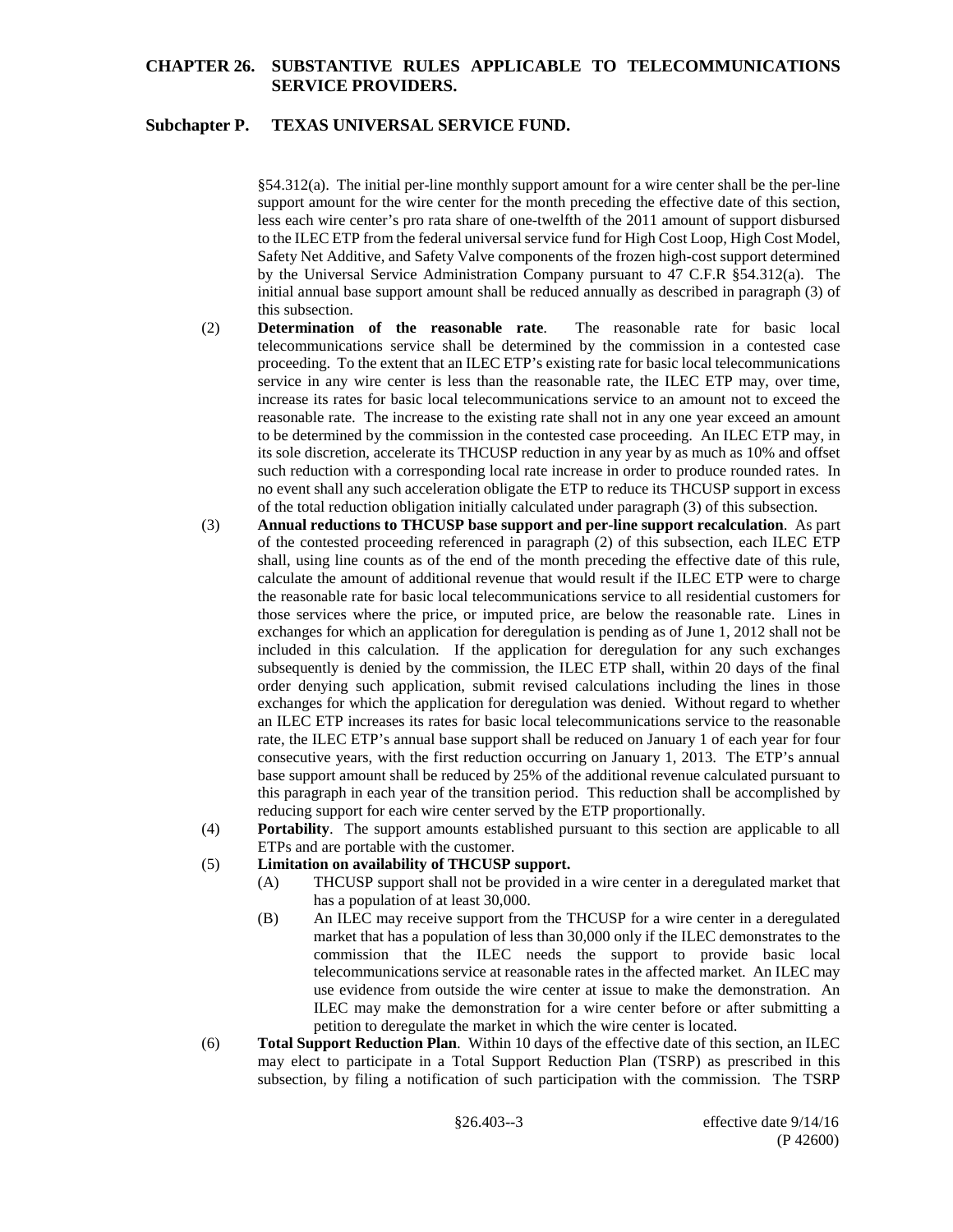§54.312(a). The initial per-line monthly support amount for a wire center shall be the per-line support amount for the wire center for the month preceding the effective date of this section, less each wire center's pro rata share of one-twelfth of the 2011 amount of support disbursed to the ILEC ETP from the federal universal service fund for High Cost Loop, High Cost Model, Safety Net Additive, and Safety Valve components of the frozen high-cost support determined by the Universal Service Administration Company pursuant to 47 C.F.R §54.312(a). The initial annual base support amount shall be reduced annually as described in paragraph (3) of this subsection.

(2) **Determination of the reasonable rate**. The reasonable rate for basic local telecommunications service shall be determined by the commission in a contested case proceeding. To the extent that an ILEC ETP's existing rate for basic local telecommunications service in any wire center is less than the reasonable rate, the ILEC ETP may, over time, increase its rates for basic local telecommunications service to an amount not to exceed the reasonable rate. The increase to the existing rate shall not in any one year exceed an amount to be determined by the commission in the contested case proceeding. An ILEC ETP may, in its sole discretion, accelerate its THCUSP reduction in any year by as much as 10% and offset such reduction with a corresponding local rate increase in order to produce rounded rates. In no event shall any such acceleration obligate the ETP to reduce its THCUSP support in excess of the total reduction obligation initially calculated under paragraph (3) of this subsection.

(3) **Annual reductions to THCUSP base support and per-line support recalculation**. As part of the contested proceeding referenced in paragraph (2) of this subsection, each ILEC ETP shall, using line counts as of the end of the month preceding the effective date of this rule, calculate the amount of additional revenue that would result if the ILEC ETP were to charge the reasonable rate for basic local telecommunications service to all residential customers for those services where the price, or imputed price, are below the reasonable rate. Lines in exchanges for which an application for deregulation is pending as of June 1, 2012 shall not be included in this calculation. If the application for deregulation for any such exchanges subsequently is denied by the commission, the ILEC ETP shall, within 20 days of the final order denying such application, submit revised calculations including the lines in those exchanges for which the application for deregulation was denied. Without regard to whether an ILEC ETP increases its rates for basic local telecommunications service to the reasonable rate, the ILEC ETP's annual base support shall be reduced on January 1 of each year for four consecutive years, with the first reduction occurring on January 1, 2013. The ETP's annual base support amount shall be reduced by 25% of the additional revenue calculated pursuant to this paragraph in each year of the transition period. This reduction shall be accomplished by reducing support for each wire center served by the ETP proportionally.

(4) **Portability**. The support amounts established pursuant to this section are applicable to all ETPs and are portable with the customer.

(5) **Limitation on availability of THCUSP support.**

(A) THCUSP support shall not be provided in a wire center in a deregulated market that has a population of at least 30,000.

(B) An ILEC may receive support from the THCUSP for a wire center in a deregulated market that has a population of less than 30,000 only if the ILEC demonstrates to the commission that the ILEC needs the support to provide basic local telecommunications service at reasonable rates in the affected market. An ILEC may use evidence from outside the wire center at issue to make the demonstration. An ILEC may make the demonstration for a wire center before or after submitting a petition to deregulate the market in which the wire center is located.

(6) **Total Support Reduction Plan**. Within 10 days of the effective date of this section, an ILEC may elect to participate in a Total Support Reduction Plan (TSRP) as prescribed in this subsection, by filing a notification of such participation with the commission. The TSRP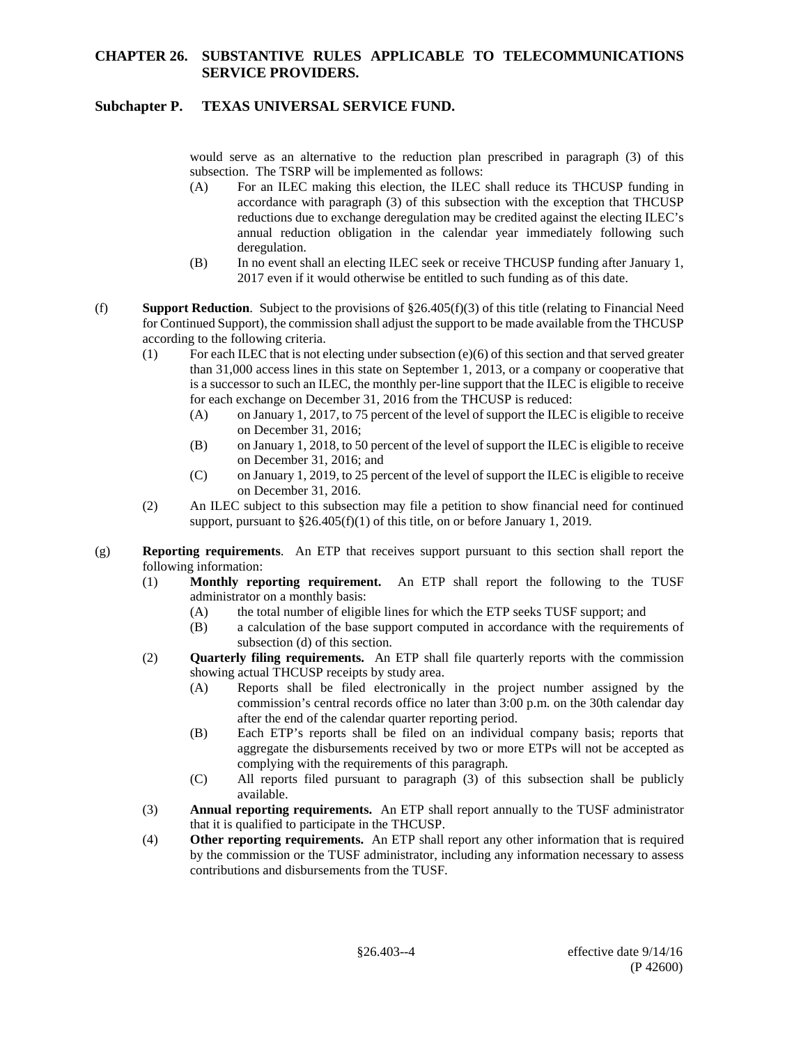would serve as an alternative to the reduction plan prescribed in paragraph (3) of this subsection. The TSRP will be implemented as follows:

- (A) For an ILEC making this election, the ILEC shall reduce its THCUSP funding in accordance with paragraph (3) of this subsection with the exception that THCUSP reductions due to exchange deregulation may be credited against the electing ILEC's annual reduction obligation in the calendar year immediately following such deregulation.
- (B) In no event shall an electing ILEC seek or receive THCUSP funding after January 1, 2017 even if it would otherwise be entitled to such funding as of this date.

(f) **Support Reduction**. Subject to the provisions of §26.405(f)(3) of this title (relating to Financial Need for Continued Support), the commission shall adjust the support to be made available from the THCUSP according to the following criteria.

- (1) For each ILEC that is not electing under subsection (e)(6) of this section and that served greater than 31,000 access lines in this state on September 1, 2013, or a company or cooperative that is a successor to such an ILEC, the monthly per-line support that the ILEC is eligible to receive for each exchange on December 31, 2016 from the THCUSP is reduced:
  - (A) on January 1, 2017, to 75 percent of the level of support the ILEC is eligible to receive on December 31, 2016;
  - (B) on January 1, 2018, to 50 percent of the level of support the ILEC is eligible to receive on December 31, 2016; and
  - (C) on January 1, 2019, to 25 percent of the level of support the ILEC is eligible to receive on December 31, 2016.
- (2) An ILEC subject to this subsection may file a petition to show financial need for continued support, pursuant to §26.405(f)(1) of this title, on or before January 1, 2019.

(g) **Reporting requirements**. An ETP that receives support pursuant to this section shall report the following information:

- (1) **Monthly reporting requirement.** An ETP shall report the following to the TUSF administrator on a monthly basis:
  - (A) the total number of eligible lines for which the ETP seeks TUSF support; and
  - (B) a calculation of the base support computed in accordance with the requirements of subsection (d) of this section.
- (2) **Quarterly filing requirements.** An ETP shall file quarterly reports with the commission showing actual THCUSP receipts by study area.
  - (A) Reports shall be filed electronically in the project number assigned by the commission's central records office no later than 3:00 p.m. on the 30th calendar day after the end of the calendar quarter reporting period.
  - (B) Each ETP's reports shall be filed on an individual company basis; reports that aggregate the disbursements received by two or more ETPs will not be accepted as complying with the requirements of this paragraph.
  - (C) All reports filed pursuant to paragraph (3) of this subsection shall be publicly available.
- (3) **Annual reporting requirements.** An ETP shall report annually to the TUSF administrator that it is qualified to participate in the THCUSP.
- (4) **Other reporting requirements.** An ETP shall report any other information that is required by the commission or the TUSF administrator, including any information necessary to assess contributions and disbursements from the TUSF.